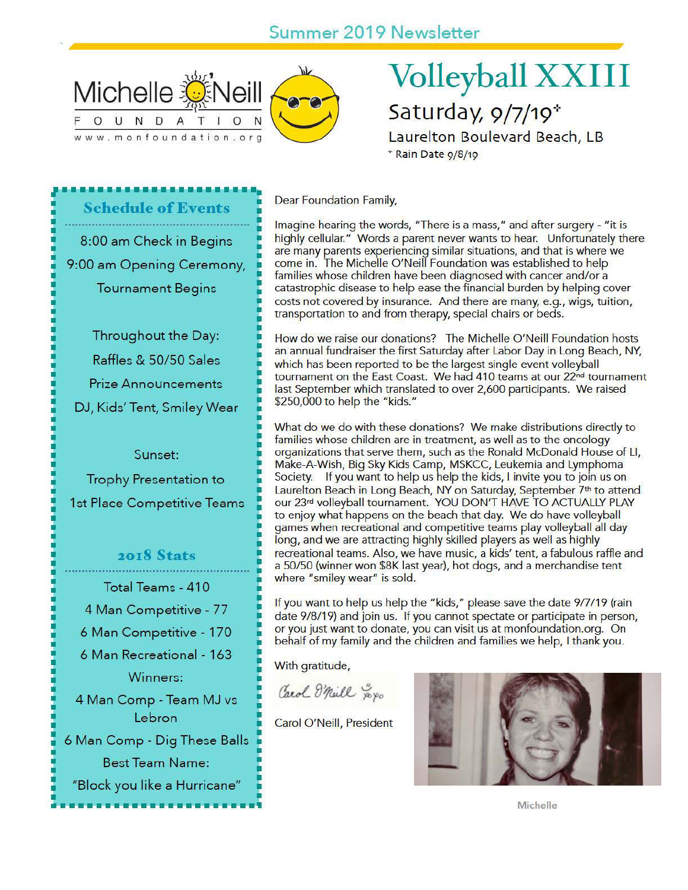Summer 2019 Newsletter

Michelle O'Neill FOUNDATION

www.monfoundation.org

# Volleyball XXIII

## Saturday, 9/7/19*

Laurelton Boulevard Beach, LB

\* Rain Date 9/8/19

### Schedule of Events

8:00 am Check in Begins

9:00 am Opening Ceremony, Tournament Begins

Throughout the Day:

Raffles & 50/50 Sales

Prize Announcements

DJ, Kids' Tent, Smiley Wear

Sunset:

Trophy Presentation to 1st Place Competitive Teams

### 2018 Stats

Total Teams - 410

4 Man Competitive - 77

6 Man Competitive - 170

6 Man Recreational - 163

Winners:

4 Man Comp - Team MJ vs Lebron

6 Man Comp - Dig These Balls

Best Team Name:

"Block you like a Hurricane"

Dear Foundation Family,

Imagine hearing the words, "There is a mass," and after surgery - "it is highly cellular." Words a parent never wants to hear. Unfortunately there are many parents experiencing similar situations, and that is where we come in. The Michelle O'Neill Foundation was established to help families whose children have been diagnosed with cancer and/or a catastrophic disease to help ease the financial burden by helping cover costs not covered by insurance. And there are many, e.g., wigs, tuition, transportation to and from therapy, special chairs or beds.

How do we raise our donations? The Michelle O'Neill Foundation hosts an annual fundraiser the first Saturday after Labor Day in Long Beach, NY, which has been reported to be the largest single event volleyball tournament on the East Coast. We had 410 teams at our 22nd tournament last September which translated to over 2,600 participants. We raised $250,000 to help the "kids."

What do we do with these donations? We make distributions directly to families whose children are in treatment, as well as to the oncology organizations that serve them, such as the Ronald McDonald House of LI, Make-A-Wish, Big Sky Kids Camp, MSKCC, Leukemia and Lymphoma Society. If you want to help us help the kids, I invite you to join us on Laurelton Beach in Long Beach, NY on Saturday, September 7th to attend our 23rd volleyball tournament. YOU DON'T HAVE TO ACTUALLY PLAY to enjoy what happens on the beach that day. We do have volleyball games when recreational and competitive teams play volleyball all day long, and we are attracting highly skilled players as well as highly recreational teams. Also, we have music, a kids' tent, a fabulous raffle and a 50/50 (winner won $8K last year), hot dogs, and a merchandise tent where "smiley wear" is sold.

If you want to help us help the "kids," please save the date 9/7/19 (rain date 9/8/19) and join us. If you cannot spectate or participate in person, or you just want to donate, you can visit us at monfoundation.org. On behalf of my family and the children and families we help, I thank you.

With gratitude,

Carol O'Neill xoxo

Carol O'Neill, President

Michelle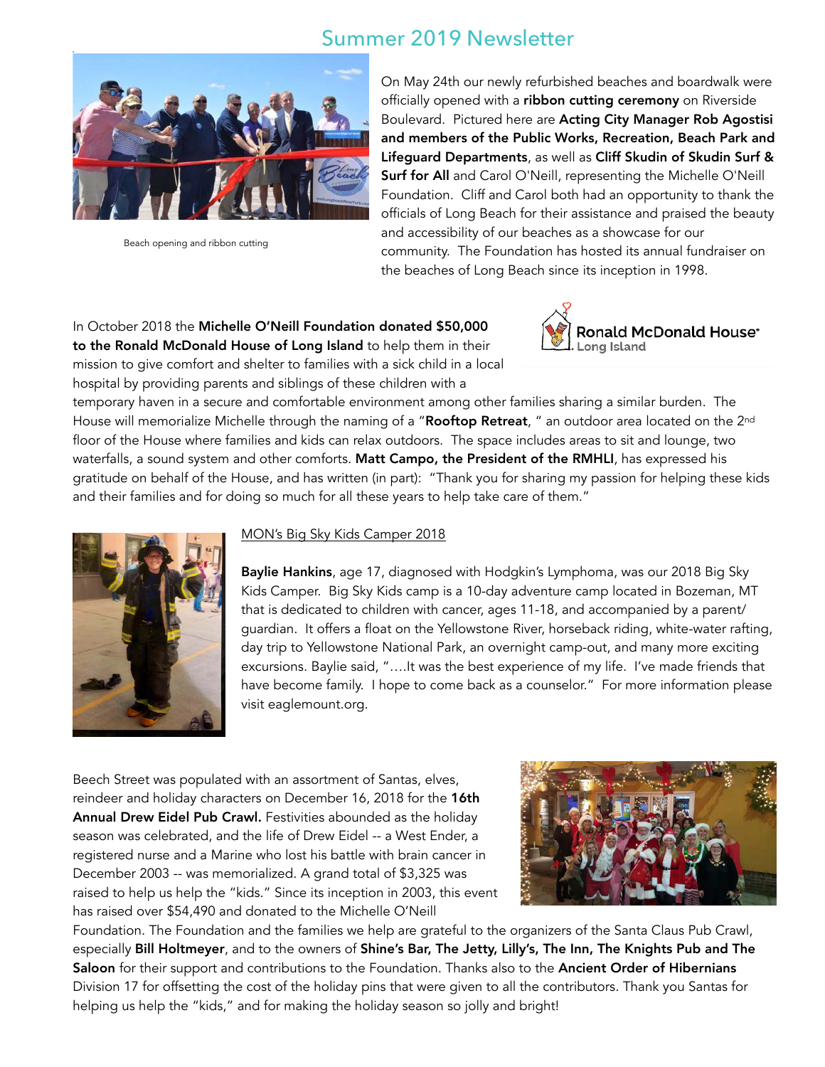# Summer 2019 Newsletter

Beach opening and ribbon cutting

On May 24th our newly refurbished beaches and boardwalk were officially opened with a **ribbon cutting ceremony** on Riverside Boulevard. Pictured here are **Acting City Manager Rob Agostisi and members of the Public Works, Recreation, Beach Park and Lifeguard Departments**, as well as **Cliff Skudin of Skudin Surf & Surf for All** and Carol O'Neill, representing the Michelle O'Neill Foundation. Cliff and Carol both had an opportunity to thank the officials of Long Beach for their assistance and praised the beauty and accessibility of our beaches as a showcase for our community. The Foundation has hosted its annual fundraiser on the beaches of Long Beach since its inception in 1998.

Ronald McDonald House. Long Island

In October 2018 the **Michelle O'Neill Foundation donated $50,000 to the Ronald McDonald House of Long Island** to help them in their mission to give comfort and shelter to families with a sick child in a local hospital by providing parents and siblings of these children with a temporary haven in a secure and comfortable environment among other families sharing a similar burden. The House will memorialize Michelle through the naming of a "**Rooftop Retreat**, " an outdoor area located on the 2nd floor of the House where families and kids can relax outdoors. The space includes areas to sit and lounge, two waterfalls, a sound system and other comforts. **Matt Campo, the President of the RMHLI**, has expressed his gratitude on behalf of the House, and has written (in part): "Thank you for sharing my passion for helping these kids and their families and for doing so much for all these years to help take care of them."

MON's Big Sky Kids Camper 2018

**Baylie Hankins**, age 17, diagnosed with Hodgkin's Lymphoma, was our 2018 Big Sky Kids Camper. Big Sky Kids camp is a 10-day adventure camp located in Bozeman, MT that is dedicated to children with cancer, ages 11-18, and accompanied by a parent/guardian. It offers a float on the Yellowstone River, horseback riding, white-water rafting, day trip to Yellowstone National Park, an overnight camp-out, and many more exciting excursions. Baylie said, "….It was the best experience of my life. I've made friends that have become family. I hope to come back as a counselor." For more information please visit eaglemount.org.

Beech Street was populated with an assortment of Santas, elves, reindeer and holiday characters on December 16, 2018 for the **16th Annual Drew Eidel Pub Crawl.** Festivities abounded as the holiday season was celebrated, and the life of Drew Eidel -- a West Ender, a registered nurse and a Marine who lost his battle with brain cancer in December 2003 -- was memorialized. A grand total of $3,325 was raised to help us help the "kids." Since its inception in 2003, this event has raised over $54,490 and donated to the Michelle O'Neill Foundation. The Foundation and the families we help are grateful to the organizers of the Santa Claus Pub Crawl, especially **Bill Holtmeyer**, and to the owners of **Shine's Bar, The Jetty, Lilly's, The Inn, The Knights Pub and The Saloon** for their support and contributions to the Foundation. Thanks also to the **Ancient Order of Hibernians** Division 17 for offsetting the cost of the holiday pins that were given to all the contributors. Thank you Santas for helping us help the "kids," and for making the holiday season so jolly and bright!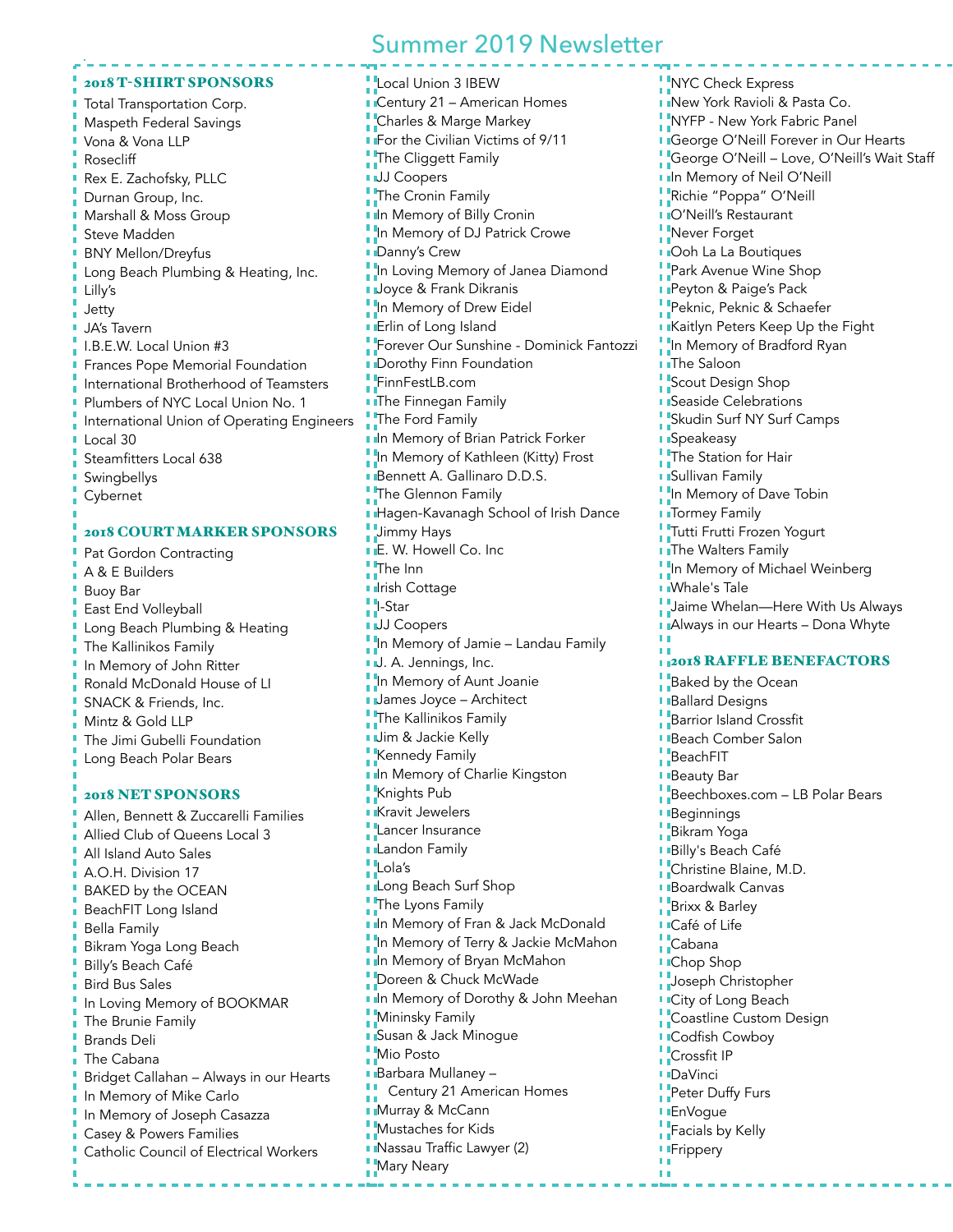# Summer 2019 Newsletter

## 2018 T-SHIRT SPONSORS

Total Transportation Corp.
Maspeth Federal Savings
Vona & Vona LLP
Rosecliff
Rex E. Zachofsky, PLLC
Durnan Group, Inc.
Marshall & Moss Group
Steve Madden
BNY Mellon/Dreyfus
Long Beach Plumbing & Heating, Inc.
Lilly's
Jetty
JA's Tavern
I.B.E.W. Local Union #3
Frances Pope Memorial Foundation
International Brotherhood of Teamsters
Plumbers of NYC Local Union No. 1
International Union of Operating Engineers
Local 30
Steamfitters Local 638
Swingbellys
Cybernet

## 2018 COURT MARKER SPONSORS

Pat Gordon Contracting
A & E Builders
Buoy Bar
East End Volleyball
Long Beach Plumbing & Heating
The Kallinikos Family
In Memory of John Ritter
Ronald McDonald House of LI
SNACK & Friends, Inc.
Mintz & Gold LLP
The Jimi Gubelli Foundation
Long Beach Polar Bears

## 2018 NET SPONSORS

Allen, Bennett & Zuccarelli Families
Allied Club of Queens Local 3
All Island Auto Sales
A.O.H. Division 17
BAKED by the OCEAN
BeachFIT Long Island
Bella Family
Bikram Yoga Long Beach
Billy's Beach Café
Bird Bus Sales
In Loving Memory of BOOKMAR
The Brunie Family
Brands Deli
The Cabana
Bridget Callahan – Always in our Hearts
In Memory of Mike Carlo
In Memory of Joseph Casazza
Casey & Powers Families
Catholic Council of Electrical Workers
Local Union 3 IBEW
Century 21 – American Homes
Charles & Marge Markey
For the Civilian Victims of 9/11
The Cliggett Family
JJ Coopers
The Cronin Family
In Memory of Billy Cronin
In Memory of DJ Patrick Crowe
Danny's Crew
In Loving Memory of Janea Diamond
Joyce & Frank Dikranis
In Memory of Drew Eidel
Erlin of Long Island
Forever Our Sunshine - Dominick Fantozzi
Dorothy Finn Foundation
FinnFestLB.com
The Finnegan Family
The Ford Family
In Memory of Brian Patrick Forker
In Memory of Kathleen (Kitty) Frost
Bennett A. Gallinaro D.D.S.
The Glennon Family
Hagen-Kavanagh School of Irish Dance
Jimmy Hays
E. W. Howell Co. Inc
The Inn
Irish Cottage
I-Star
JJ Coopers
In Memory of Jamie – Landau Family
J. A. Jennings, Inc.
In Memory of Aunt Joanie
James Joyce – Architect
The Kallinikos Family
Jim & Jackie Kelly
Kennedy Family
In Memory of Charlie Kingston
Knights Pub
Kravit Jewelers
Lancer Insurance
Landon Family
Lola's
Long Beach Surf Shop
The Lyons Family
In Memory of Fran & Jack McDonald
In Memory of Terry & Jackie McMahon
In Memory of Bryan McMahon
Doreen & Chuck McWade
In Memory of Dorothy & John Meehan
Mininsky Family
Susan & Jack Minogue
Mio Posto
Barbara Mullaney – Century 21 American Homes
Murray & McCann
Mustaches for Kids
Nassau Traffic Lawyer (2)
Mary Neary
NYC Check Express
New York Ravioli & Pasta Co.
NYFP - New York Fabric Panel
George O'Neill Forever in Our Hearts
George O'Neill – Love, O'Neill's Wait Staff
In Memory of Neil O'Neill
Richie "Poppa" O'Neill
O'Neill's Restaurant
Never Forget
Ooh La La Boutiques
Park Avenue Wine Shop
Peyton & Paige's Pack
Peknic, Peknic & Schaefer
Kaitlyn Peters Keep Up the Fight
In Memory of Bradford Ryan
The Saloon
Scout Design Shop
Seaside Celebrations
Skudin Surf NY Surf Camps
Speakeasy
The Station for Hair
Sullivan Family
In Memory of Dave Tobin
Tormey Family
Tutti Frutti Frozen Yogurt
The Walters Family
In Memory of Michael Weinberg
Whale's Tale
Jaime Whelan—Here With Us Always
Always in our Hearts – Dona Whyte

## 2018 RAFFLE BENEFACTORS

Baked by the Ocean
Ballard Designs
Barrior Island Crossfit
Beach Comber Salon
BeachFIT
Beauty Bar
Beechboxes.com – LB Polar Bears
Beginnings
Bikram Yoga
Billy's Beach Café
Christine Blaine, M.D.
Boardwalk Canvas
Brixx & Barley
Café of Life
Cabana
Chop Shop
Joseph Christopher
City of Long Beach
Coastline Custom Design
Codfish Cowboy
Crossfit IP
DaVinci
Peter Duffy Furs
EnVogue
Facials by Kelly
Frippery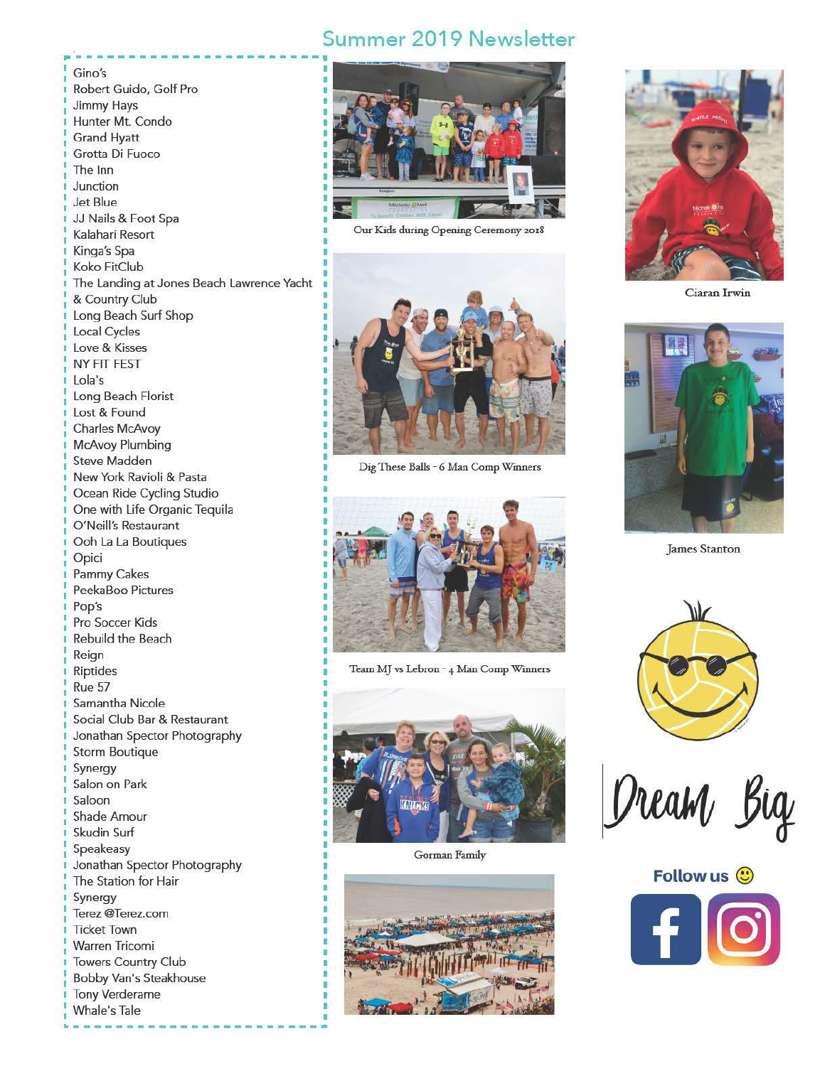## Summer 2019 Newsletter

- Gino's
- Robert Guido, Golf Pro
- Jimmy Hays
- Hunter Mt. Condo
- Grand Hyatt
- Grotta Di Fuoco
- The Inn
- Junction
- Jet Blue
- JJ Nails & Foot Spa
- Kalahari Resort
- Kinga's Spa
- Koko FitClub
- The Landing at Jones Beach Lawrence Yacht & Country Club
- Long Beach Surf Shop
- Local Cycles
- Love & Kisses
- NY FIT FEST
- Lola's
- Long Beach Florist
- Lost & Found
- Charles McAvoy
- McAvoy Plumbing
- Steve Madden
- New York Ravioli & Pasta
- Ocean Ride Cycling Studio
- One with Life Organic Tequila
- O'Neill's Restaurant
- Ooh La La Boutiques
- Opici
- Pammy Cakes
- PeekaBoo Pictures
- Pop's
- Pro Soccer Kids
- Rebuild the Beach
- Reign
- Riptides
- Rue 57
- Samantha Nicole
- Social Club Bar & Restaurant
- Jonathan Spector Photography
- Storm Boutique
- Synergy
- Salon on Park
- Saloon
- Shade Amour
- Skudin Surf
- Speakeasy
- Jonathan Spector Photography
- The Station for Hair
- Synergy
- Terez @Terez.com
- Ticket Town
- Warren Tricomi
- Towers Country Club
- Bobby Van's Steakhouse
- Tony Verderame
- Whale's Tale

Our Kids during Opening Ceremony 2018

Dig These Balls - 6 Man Comp Winners

Team MJ vs Lebron - 4 Man Comp Winners

Gorman Family

Ciaran Irwin

James Stanton

Dream Big

Follow us